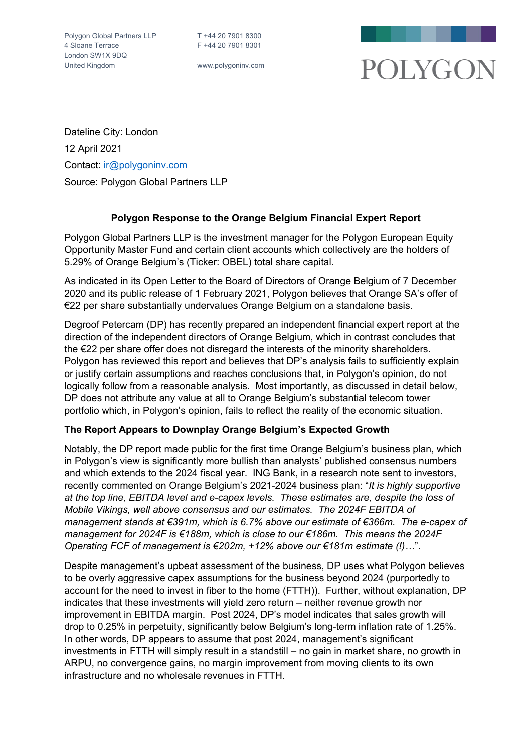Polygon Global Partners LLP
4 Sloane Terrace
London SW1X 9DQ
United Kingdom

T +44 20 7901 8300
F +44 20 7901 8301

www.polygoninv.com

POLYGON

Dateline City: London

12 April 2021

Contact: ir@polygoninv.com

Source: Polygon Global Partners LLP

**Polygon Response to the Orange Belgium Financial Expert Report**

Polygon Global Partners LLP is the investment manager for the Polygon European Equity Opportunity Master Fund and certain client accounts which collectively are the holders of 5.29% of Orange Belgium's (Ticker: OBEL) total share capital.

As indicated in its Open Letter to the Board of Directors of Orange Belgium of 7 December 2020 and its public release of 1 February 2021, Polygon believes that Orange SA's offer of €22 per share substantially undervalues Orange Belgium on a standalone basis.

Degroof Petercam (DP) has recently prepared an independent financial expert report at the direction of the independent directors of Orange Belgium, which in contrast concludes that the €22 per share offer does not disregard the interests of the minority shareholders. Polygon has reviewed this report and believes that DP's analysis fails to sufficiently explain or justify certain assumptions and reaches conclusions that, in Polygon's opinion, do not logically follow from a reasonable analysis. Most importantly, as discussed in detail below, DP does not attribute any value at all to Orange Belgium's substantial telecom tower portfolio which, in Polygon's opinion, fails to reflect the reality of the economic situation.

**The Report Appears to Downplay Orange Belgium's Expected Growth**

Notably, the DP report made public for the first time Orange Belgium's business plan, which in Polygon's view is significantly more bullish than analysts' published consensus numbers and which extends to the 2024 fiscal year. ING Bank, in a research note sent to investors, recently commented on Orange Belgium's 2021-2024 business plan: "*It is highly supportive at the top line, EBITDA level and e-capex levels. These estimates are, despite the loss of Mobile Vikings, well above consensus and our estimates. The 2024F EBITDA of management stands at €391m, which is 6.7% above our estimate of €366m. The e-capex of management for 2024F is €188m, which is close to our €186m. This means the 2024F Operating FCF of management is €202m, +12% above our €181m estimate (!)…*".

Despite management's upbeat assessment of the business, DP uses what Polygon believes to be overly aggressive capex assumptions for the business beyond 2024 (purportedly to account for the need to invest in fiber to the home (FTTH)). Further, without explanation, DP indicates that these investments will yield zero return – neither revenue growth nor improvement in EBITDA margin. Post 2024, DP's model indicates that sales growth will drop to 0.25% in perpetuity, significantly below Belgium's long-term inflation rate of 1.25%. In other words, DP appears to assume that post 2024, management's significant investments in FTTH will simply result in a standstill – no gain in market share, no growth in ARPU, no convergence gains, no margin improvement from moving clients to its own infrastructure and no wholesale revenues in FTTH.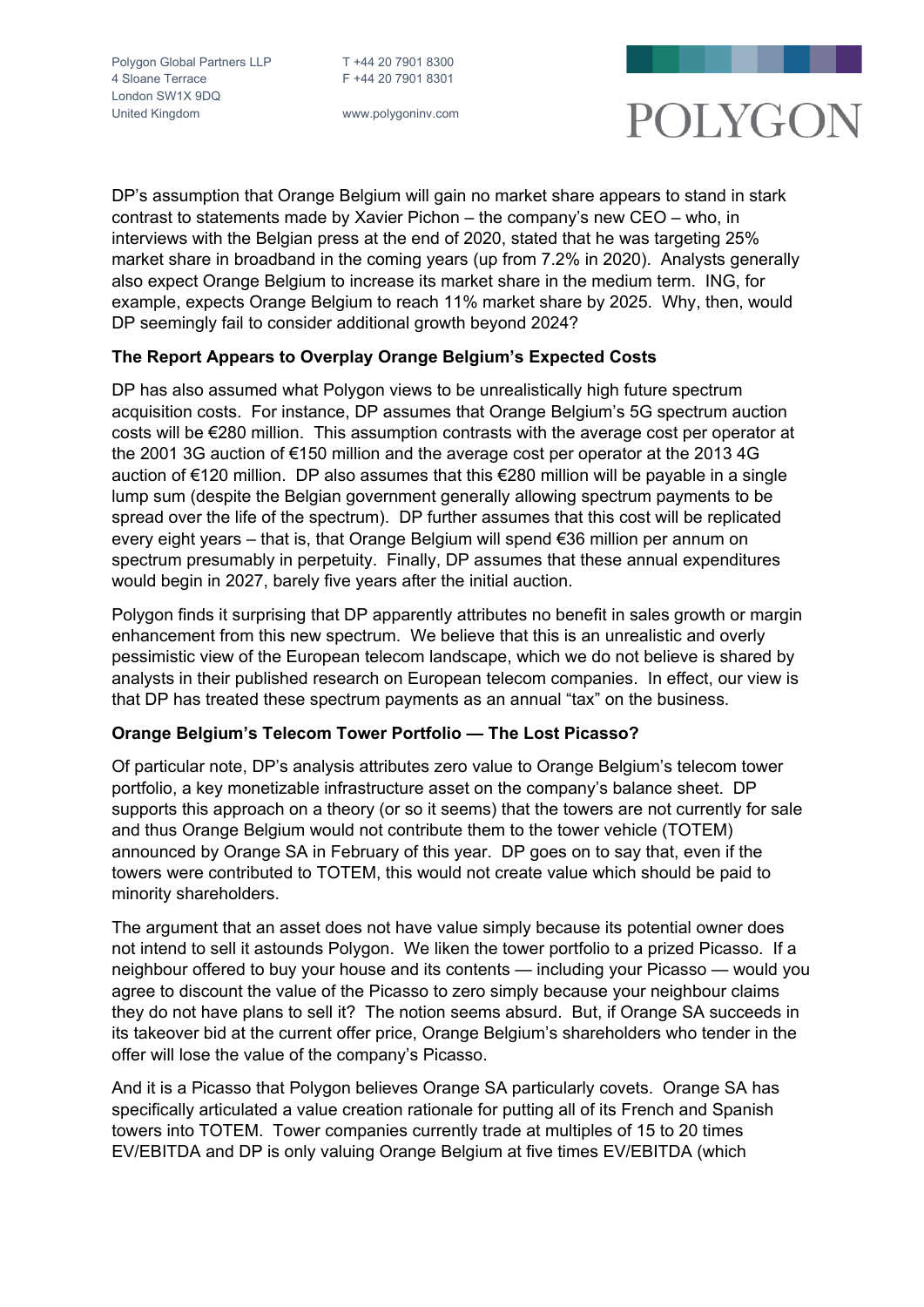DP's assumption that Orange Belgium will gain no market share appears to stand in stark contrast to statements made by Xavier Pichon – the company's new CEO – who, in interviews with the Belgian press at the end of 2020, stated that he was targeting 25% market share in broadband in the coming years (up from 7.2% in 2020). Analysts generally also expect Orange Belgium to increase its market share in the medium term. ING, for example, expects Orange Belgium to reach 11% market share by 2025. Why, then, would DP seemingly fail to consider additional growth beyond 2024?

**The Report Appears to Overplay Orange Belgium's Expected Costs**

DP has also assumed what Polygon views to be unrealistically high future spectrum acquisition costs. For instance, DP assumes that Orange Belgium's 5G spectrum auction costs will be €280 million. This assumption contrasts with the average cost per operator at the 2001 3G auction of €150 million and the average cost per operator at the 2013 4G auction of €120 million. DP also assumes that this €280 million will be payable in a single lump sum (despite the Belgian government generally allowing spectrum payments to be spread over the life of the spectrum). DP further assumes that this cost will be replicated every eight years – that is, that Orange Belgium will spend €36 million per annum on spectrum presumably in perpetuity. Finally, DP assumes that these annual expenditures would begin in 2027, barely five years after the initial auction.

Polygon finds it surprising that DP apparently attributes no benefit in sales growth or margin enhancement from this new spectrum. We believe that this is an unrealistic and overly pessimistic view of the European telecom landscape, which we do not believe is shared by analysts in their published research on European telecom companies. In effect, our view is that DP has treated these spectrum payments as an annual "tax" on the business.

**Orange Belgium's Telecom Tower Portfolio — The Lost Picasso?**

Of particular note, DP's analysis attributes zero value to Orange Belgium's telecom tower portfolio, a key monetizable infrastructure asset on the company's balance sheet. DP supports this approach on a theory (or so it seems) that the towers are not currently for sale and thus Orange Belgium would not contribute them to the tower vehicle (TOTEM) announced by Orange SA in February of this year. DP goes on to say that, even if the towers were contributed to TOTEM, this would not create value which should be paid to minority shareholders.

The argument that an asset does not have value simply because its potential owner does not intend to sell it astounds Polygon. We liken the tower portfolio to a prized Picasso. If a neighbour offered to buy your house and its contents — including your Picasso — would you agree to discount the value of the Picasso to zero simply because your neighbour claims they do not have plans to sell it? The notion seems absurd. But, if Orange SA succeeds in its takeover bid at the current offer price, Orange Belgium's shareholders who tender in the offer will lose the value of the company's Picasso.

And it is a Picasso that Polygon believes Orange SA particularly covets. Orange SA has specifically articulated a value creation rationale for putting all of its French and Spanish towers into TOTEM. Tower companies currently trade at multiples of 15 to 20 times EV/EBITDA and DP is only valuing Orange Belgium at five times EV/EBITDA (which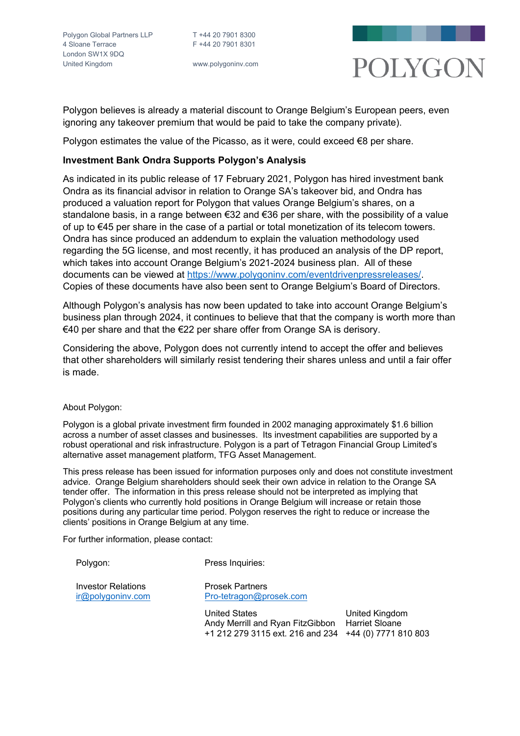Polygon believes is already a material discount to Orange Belgium's European peers, even ignoring any takeover premium that would be paid to take the company private).

Polygon estimates the value of the Picasso, as it were, could exceed €8 per share.

**Investment Bank Ondra Supports Polygon's Analysis**

As indicated in its public release of 17 February 2021, Polygon has hired investment bank Ondra as its financial advisor in relation to Orange SA's takeover bid, and Ondra has produced a valuation report for Polygon that values Orange Belgium's shares, on a standalone basis, in a range between €32 and €36 per share, with the possibility of a value of up to €45 per share in the case of a partial or total monetization of its telecom towers. Ondra has since produced an addendum to explain the valuation methodology used regarding the 5G license, and most recently, it has produced an analysis of the DP report, which takes into account Orange Belgium's 2021-2024 business plan. All of these documents can be viewed at [https://www.polygoninv.com/eventdrivenpressreleases/](https://www.polygoninv.com/eventdrivenpressreleases/). Copies of these documents have also been sent to Orange Belgium's Board of Directors.

Although Polygon's analysis has now been updated to take into account Orange Belgium's business plan through 2024, it continues to believe that that the company is worth more than €40 per share and that the €22 per share offer from Orange SA is derisory.

Considering the above, Polygon does not currently intend to accept the offer and believes that other shareholders will similarly resist tendering their shares unless and until a fair offer is made.

About Polygon:

Polygon is a global private investment firm founded in 2002 managing approximately $1.6 billion across a number of asset classes and businesses. Its investment capabilities are supported by a robust operational and risk infrastructure. Polygon is a part of Tetragon Financial Group Limited's alternative asset management platform, TFG Asset Management.

This press release has been issued for information purposes only and does not constitute investment advice. Orange Belgium shareholders should seek their own advice in relation to the Orange SA tender offer. The information in this press release should not be interpreted as implying that Polygon's clients who currently hold positions in Orange Belgium will increase or retain those positions during any particular time period. Polygon reserves the right to reduce or increase the clients' positions in Orange Belgium at any time.

For further information, please contact:

Polygon:

Investor Relations
[ir@polygoninv.com](mailto:ir@polygoninv.com)

Press Inquiries:

Prosek Partners
[Pro-tetragon@prosek.com](mailto:Pro-tetragon@prosek.com)

United States
Andy Merrill and Ryan FitzGibbon
+1 212 279 3115 ext. 216 and 234

United Kingdom
Harriet Sloane
+44 (0) 7771 810 803